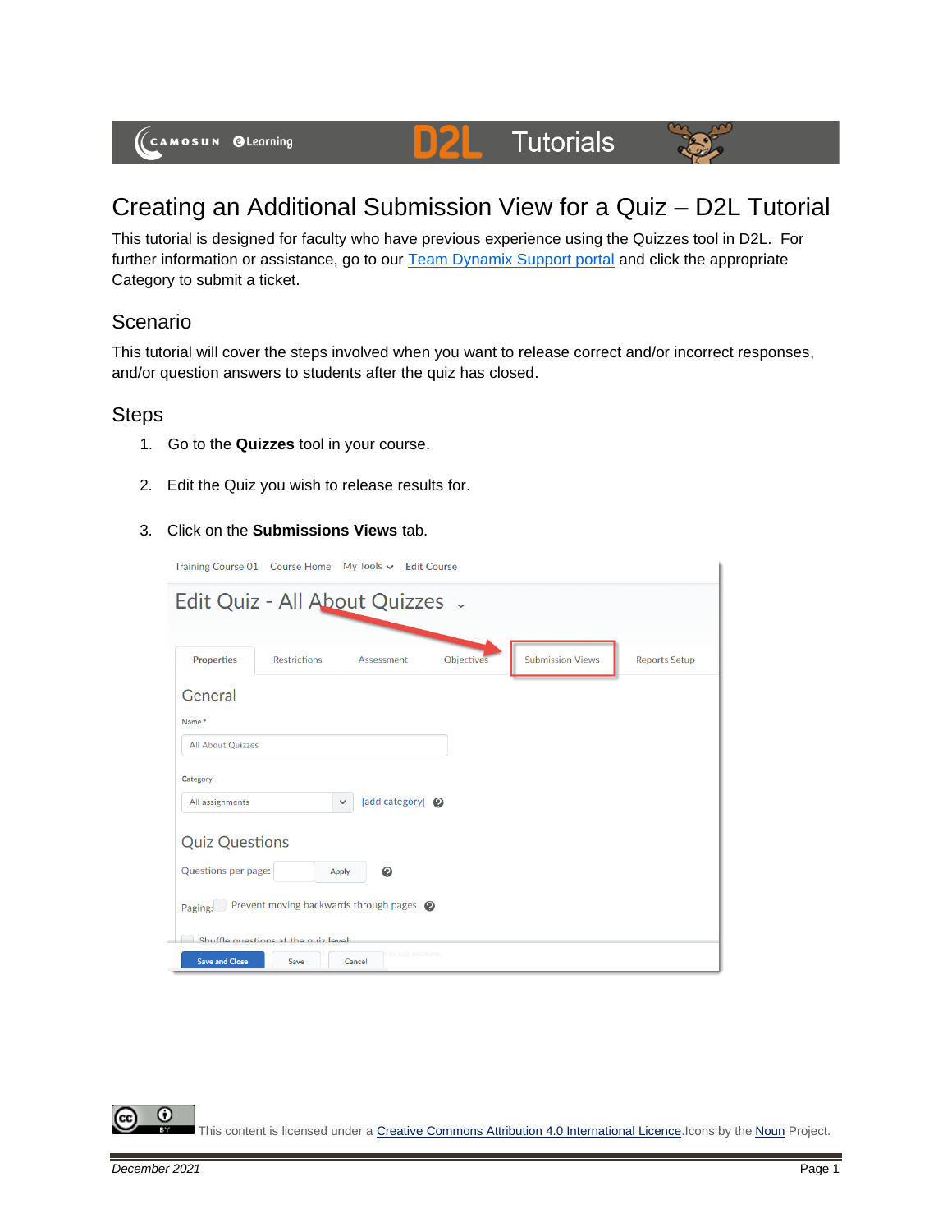# Creating an Additional Submission View for a Quiz – D2L Tutorial

This tutorial is designed for faculty who have previous experience using the Quizzes tool in D2L. For further information or assistance, go to our Team Dynamix Support portal and click the appropriate Category to submit a ticket.

## Scenario

This tutorial will cover the steps involved when you want to release correct and/or incorrect responses, and/or question answers to students after the quiz has closed.

## Steps

1. Go to the **Quizzes** tool in your course.
2. Edit the Quiz you wish to release results for.
3. Click on the **Submissions Views** tab.

This content is licensed under a Creative Commons Attribution 4.0 International Licence. Icons by the Noun Project.

*December 2021*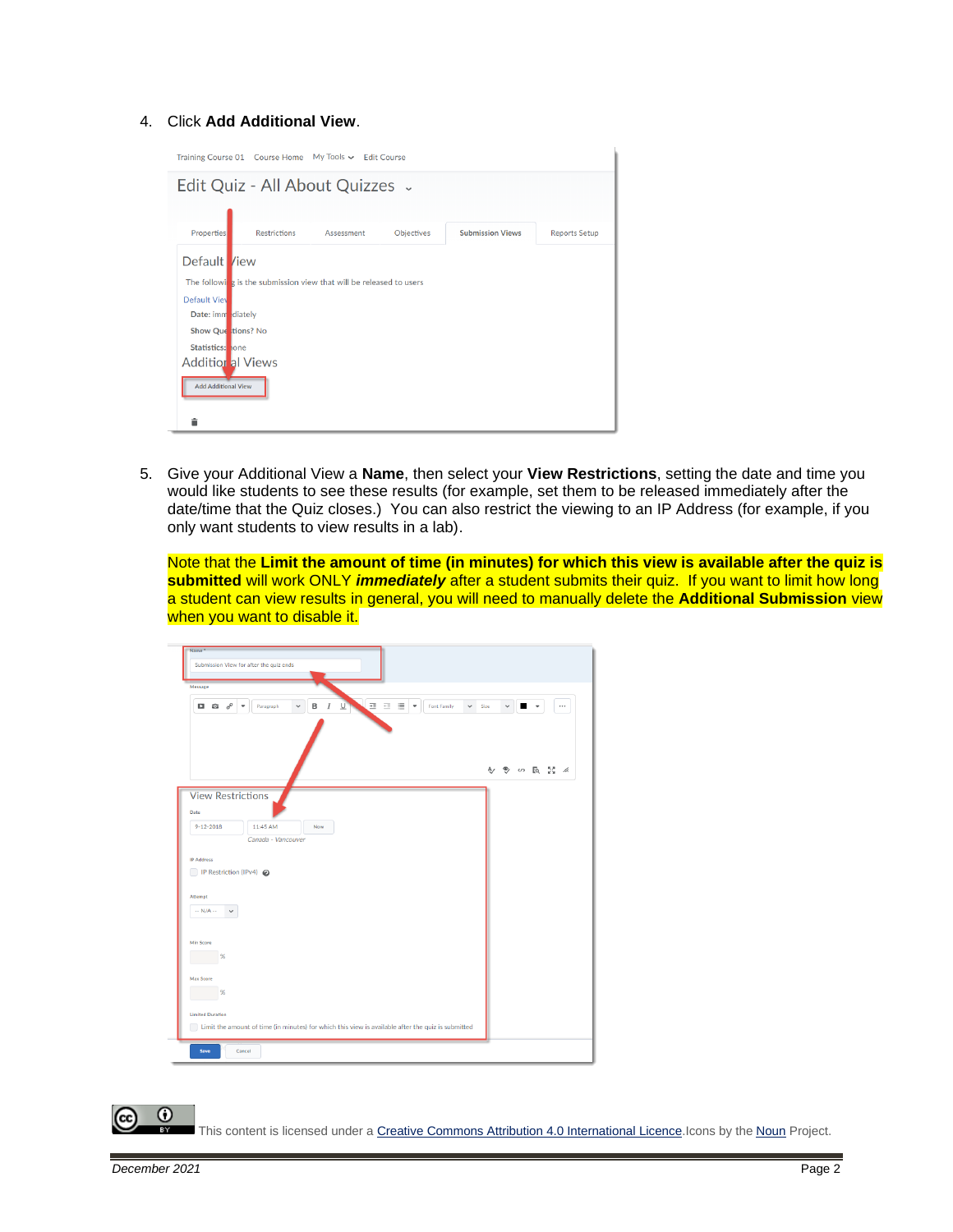4. Click **Add Additional View**.

5. Give your Additional View a **Name**, then select your **View Restrictions**, setting the date and time you would like students to see these results (for example, set them to be released immediately after the date/time that the Quiz closes.) You can also restrict the viewing to an IP Address (for example, if you only want students to view results in a lab).

   Note that the **Limit the amount of time (in minutes) for which this view is available after the quiz is submitted** will work ONLY ***immediately*** after a student submits their quiz. If you want to limit how long a student can view results in general, you will need to manually delete the **Additional Submission** view when you want to disable it.

This content is licensed under a Creative Commons Attribution 4.0 International Licence. Icons by the Noun Project.

December 2021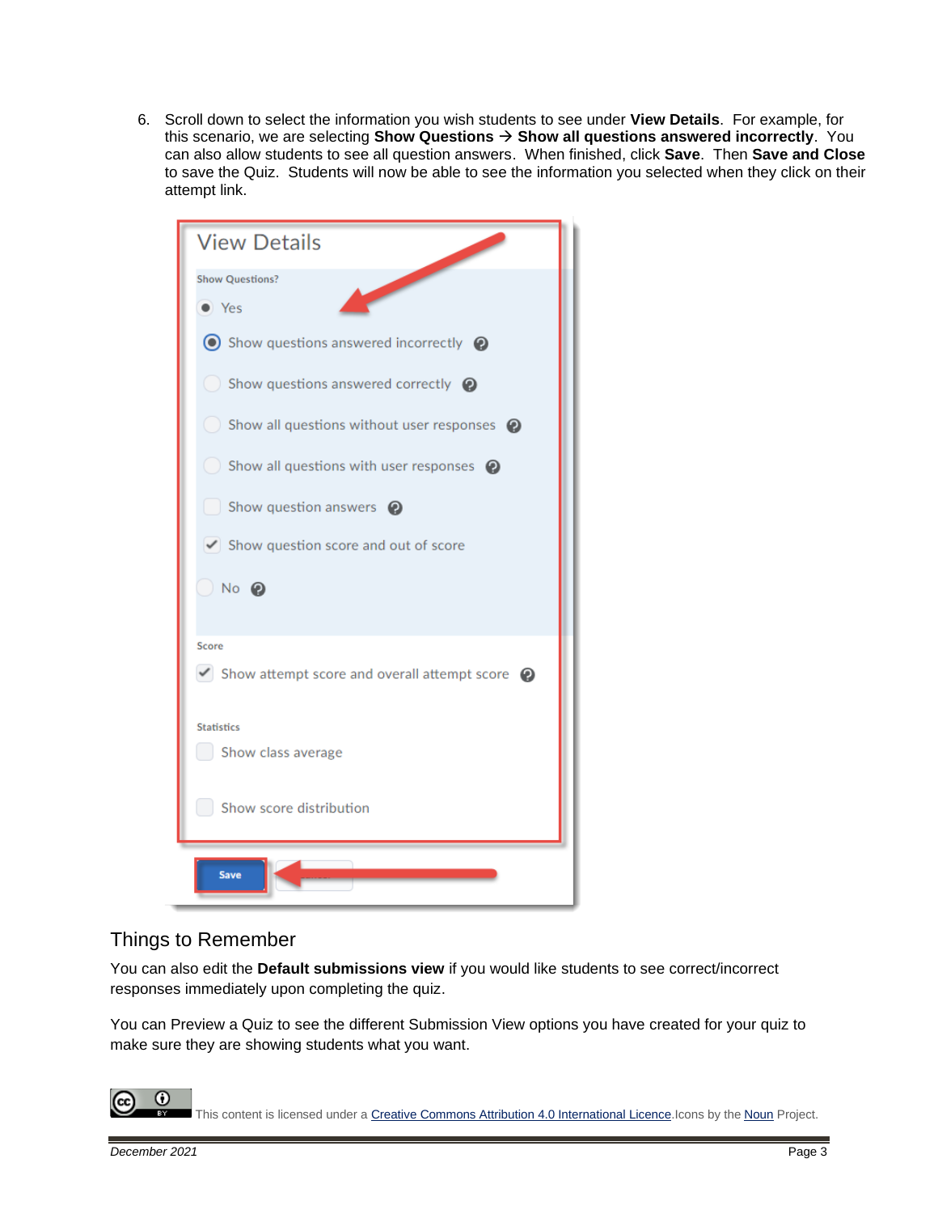6. Scroll down to select the information you wish students to see under **View Details**. For example, for this scenario, we are selecting **Show Questions → Show all questions answered incorrectly**. You can also allow students to see all question answers. When finished, click **Save**. Then **Save and Close** to save the Quiz. Students will now be able to see the information you selected when they click on their attempt link.

## Things to Remember

You can also edit the **Default submissions view** if you would like students to see correct/incorrect responses immediately upon completing the quiz.

You can Preview a Quiz to see the different Submission View options you have created for your quiz to make sure they are showing students what you want.

This content is licensed under a Creative Commons Attribution 4.0 International Licence. Icons by the Noun Project.

*December 2021*